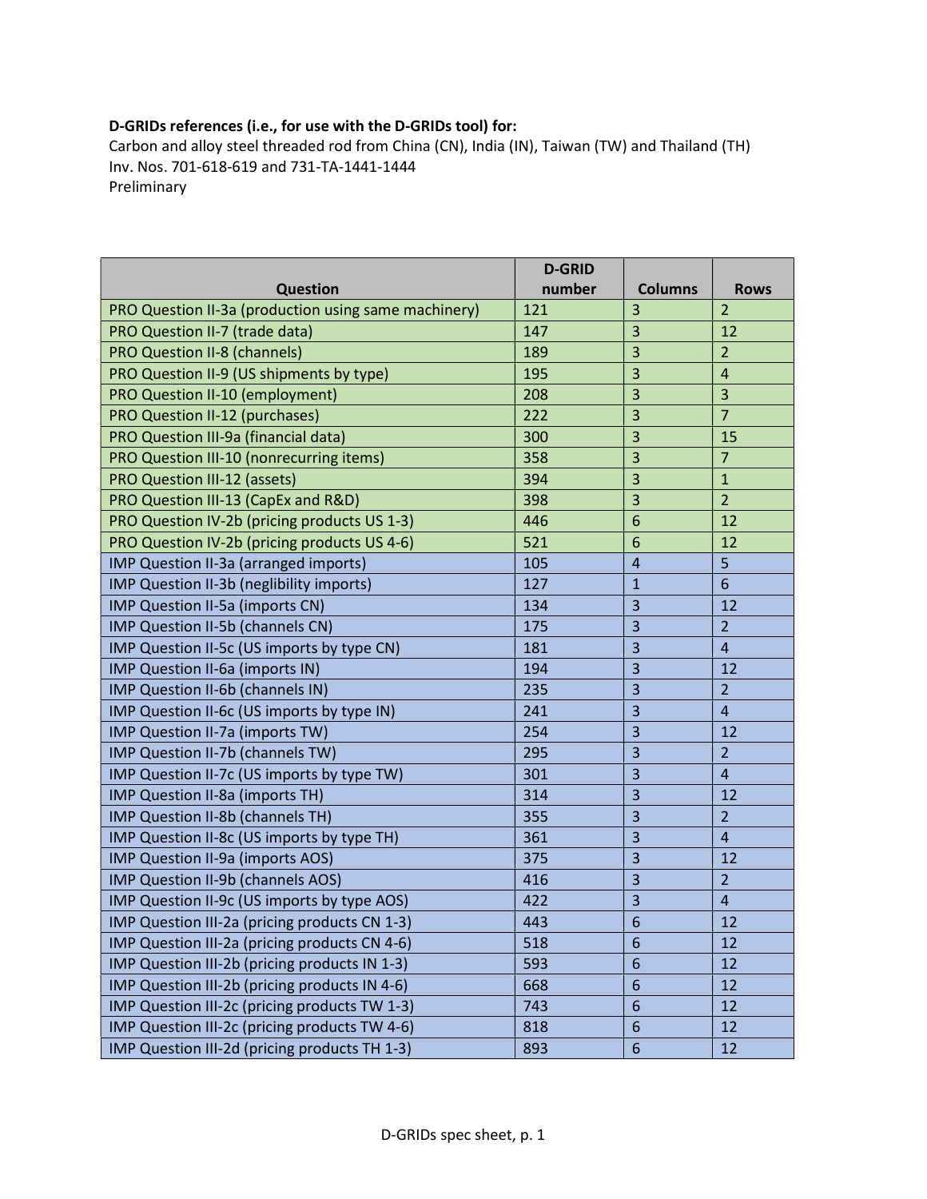**D-GRIDs references (i.e., for use with the D-GRIDs tool) for:**
Carbon and alloy steel threaded rod from China (CN), India (IN), Taiwan (TW) and Thailand (TH)
Inv. Nos. 701-618-619 and 731-TA-1441-1444
Preliminary

| Question | D-GRID number | Columns | Rows |
|---|---|---|---|
| PRO Question II-3a (production using same machinery) | 121 | 3 | 2 |
| PRO Question II-7 (trade data) | 147 | 3 | 12 |
| PRO Question II-8 (channels) | 189 | 3 | 2 |
| PRO Question II-9 (US shipments by type) | 195 | 3 | 4 |
| PRO Question II-10 (employment) | 208 | 3 | 3 |
| PRO Question II-12 (purchases) | 222 | 3 | 7 |
| PRO Question III-9a (financial data) | 300 | 3 | 15 |
| PRO Question III-10 (nonrecurring items) | 358 | 3 | 7 |
| PRO Question III-12 (assets) | 394 | 3 | 1 |
| PRO Question III-13 (CapEx and R&D) | 398 | 3 | 2 |
| PRO Question IV-2b (pricing products US 1-3) | 446 | 6 | 12 |
| PRO Question IV-2b (pricing products US 4-6) | 521 | 6 | 12 |
| IMP Question II-3a (arranged imports) | 105 | 4 | 5 |
| IMP Question II-3b (neglibility imports) | 127 | 1 | 6 |
| IMP Question II-5a (imports CN) | 134 | 3 | 12 |
| IMP Question II-5b (channels CN) | 175 | 3 | 2 |
| IMP Question II-5c (US imports by type CN) | 181 | 3 | 4 |
| IMP Question II-6a (imports IN) | 194 | 3 | 12 |
| IMP Question II-6b (channels IN) | 235 | 3 | 2 |
| IMP Question II-6c (US imports by type IN) | 241 | 3 | 4 |
| IMP Question II-7a (imports TW) | 254 | 3 | 12 |
| IMP Question II-7b (channels TW) | 295 | 3 | 2 |
| IMP Question II-7c (US imports by type TW) | 301 | 3 | 4 |
| IMP Question II-8a (imports TH) | 314 | 3 | 12 |
| IMP Question II-8b (channels TH) | 355 | 3 | 2 |
| IMP Question II-8c (US imports by type TH) | 361 | 3 | 4 |
| IMP Question II-9a (imports AOS) | 375 | 3 | 12 |
| IMP Question II-9b (channels AOS) | 416 | 3 | 2 |
| IMP Question II-9c (US imports by type AOS) | 422 | 3 | 4 |
| IMP Question III-2a (pricing products CN 1-3) | 443 | 6 | 12 |
| IMP Question III-2a (pricing products CN 4-6) | 518 | 6 | 12 |
| IMP Question III-2b (pricing products IN 1-3) | 593 | 6 | 12 |
| IMP Question III-2b (pricing products IN 4-6) | 668 | 6 | 12 |
| IMP Question III-2c (pricing products TW 1-3) | 743 | 6 | 12 |
| IMP Question III-2c (pricing products TW 4-6) | 818 | 6 | 12 |
| IMP Question III-2d (pricing products TH 1-3) | 893 | 6 | 12 |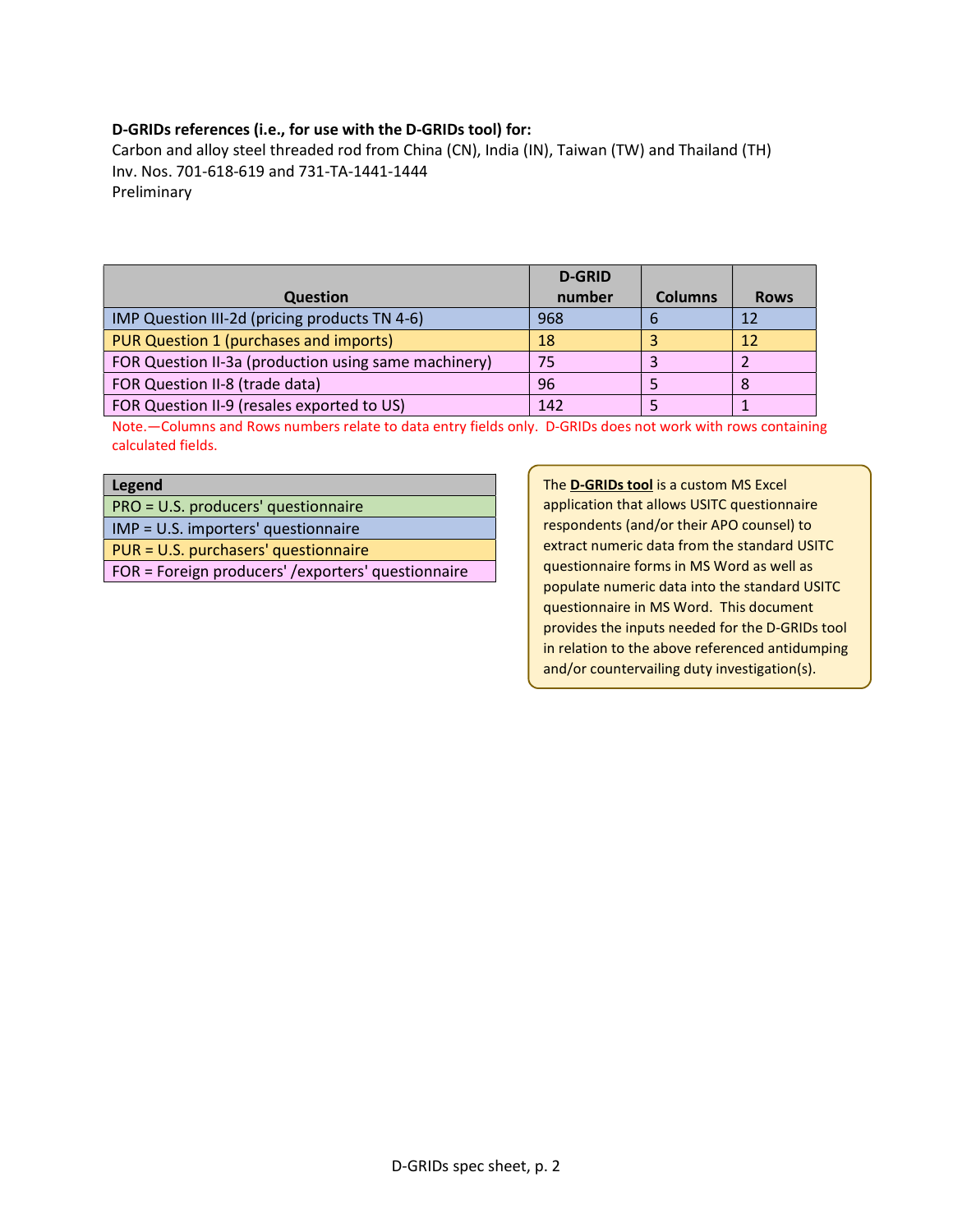**D-GRIDs references (i.e., for use with the D-GRIDs tool) for:**

Carbon and alloy steel threaded rod from China (CN), India (IN), Taiwan (TW) and Thailand (TH)
Inv. Nos. 701-618-619 and 731-TA-1441-1444
Preliminary

| Question | D-GRID number | Columns | Rows |
|---|---|---|---|
| IMP Question III-2d (pricing products TN 4-6) | 968 | 6 | 12 |
| PUR Question 1 (purchases and imports) | 18 | 3 | 12 |
| FOR Question II-3a (production using same machinery) | 75 | 3 | 2 |
| FOR Question II-8 (trade data) | 96 | 5 | 8 |
| FOR Question II-9 (resales exported to US) | 142 | 5 | 1 |

Note.—Columns and Rows numbers relate to data entry fields only. D-GRIDs does not work with rows containing calculated fields.

| Legend |
|---|
| PRO = U.S. producers' questionnaire |
| IMP = U.S. importers' questionnaire |
| PUR = U.S. purchasers' questionnaire |
| FOR = Foreign producers' /exporters' questionnaire |

The **D-GRIDs tool** is a custom MS Excel application that allows USITC questionnaire respondents (and/or their APO counsel) to extract numeric data from the standard USITC questionnaire forms in MS Word as well as populate numeric data into the standard USITC questionnaire in MS Word. This document provides the inputs needed for the D-GRIDs tool in relation to the above referenced antidumping and/or countervailing duty investigation(s).